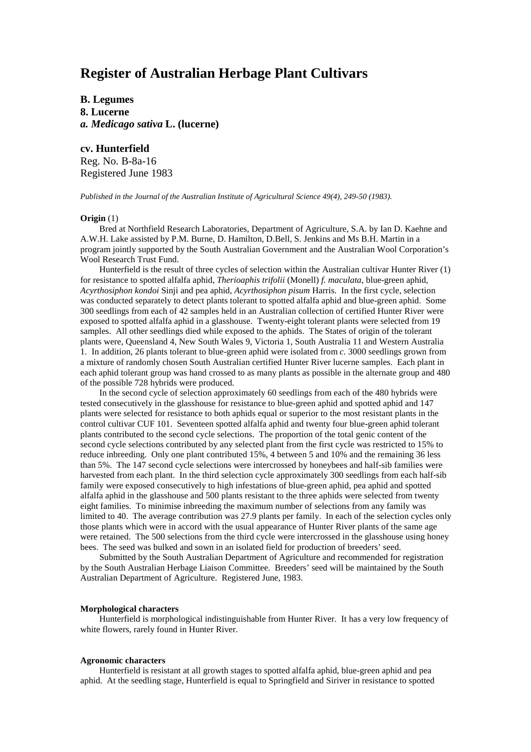# Register of Australian Herbage Plant Cultivars

**B. Legumes**
**8. Lucerne**
***a. Medicago sativa* L. (lucerne)**

**cv. Hunterfield**
Reg. No. B-8a-16
Registered June 1983

*Published in the Journal of the Australian Institute of Agricultural Science 49(4), 249-50 (1983).*

**Origin** (1)

Bred at Northfield Research Laboratories, Department of Agriculture, S.A. by Ian D. Kaehne and A.W.H. Lake assisted by P.M. Burne, D. Hamilton, D.Bell, S. Jenkins and Ms B.H. Martin in a program jointly supported by the South Australian Government and the Australian Wool Corporation's Wool Research Trust Fund.

Hunterfield is the result of three cycles of selection within the Australian cultivar Hunter River (1) for resistance to spotted alfalfa aphid, *Therioaphis trifolii* (Monell) *f. maculata*, blue-green aphid, *Acyrthosiphon kondoi* Sinji and pea aphid, *Acyrthosiphon pisum* Harris. In the first cycle, selection was conducted separately to detect plants tolerant to spotted alfalfa aphid and blue-green aphid. Some 300 seedlings from each of 42 samples held in an Australian collection of certified Hunter River were exposed to spotted alfalfa aphid in a glasshouse. Twenty-eight tolerant plants were selected from 19 samples. All other seedlings died while exposed to the aphids. The States of origin of the tolerant plants were, Queensland 4, New South Wales 9, Victoria 1, South Australia 11 and Western Australia 1. In addition, 26 plants tolerant to blue-green aphid were isolated from *c.* 3000 seedlings grown from a mixture of randomly chosen South Australian certified Hunter River lucerne samples. Each plant in each aphid tolerant group was hand crossed to as many plants as possible in the alternate group and 480 of the possible 728 hybrids were produced.

In the second cycle of selection approximately 60 seedlings from each of the 480 hybrids were tested consecutively in the glasshouse for resistance to blue-green aphid and spotted aphid and 147 plants were selected for resistance to both aphids equal or superior to the most resistant plants in the control cultivar CUF 101. Seventeen spotted alfalfa aphid and twenty four blue-green aphid tolerant plants contributed to the second cycle selections. The proportion of the total genic content of the second cycle selections contributed by any selected plant from the first cycle was restricted to 15% to reduce inbreeding. Only one plant contributed 15%, 4 between 5 and 10% and the remaining 36 less than 5%. The 147 second cycle selections were intercrossed by honeybees and half-sib families were harvested from each plant. In the third selection cycle approximately 300 seedlings from each half-sib family were exposed consecutively to high infestations of blue-green aphid, pea aphid and spotted alfalfa aphid in the glasshouse and 500 plants resistant to the three aphids were selected from twenty eight families. To minimise inbreeding the maximum number of selections from any family was limited to 40. The average contribution was 27.9 plants per family. In each of the selection cycles only those plants which were in accord with the usual appearance of Hunter River plants of the same age were retained. The 500 selections from the third cycle were intercrossed in the glasshouse using honey bees. The seed was bulked and sown in an isolated field for production of breeders' seed.

Submitted by the South Australian Department of Agriculture and recommended for registration by the South Australian Herbage Liaison Committee. Breeders' seed will be maintained by the South Australian Department of Agriculture. Registered June, 1983.

**Morphological characters**

Hunterfield is morphological indistinguishable from Hunter River. It has a very low frequency of white flowers, rarely found in Hunter River.

**Agronomic characters**

Hunterfield is resistant at all growth stages to spotted alfalfa aphid, blue-green aphid and pea aphid. At the seedling stage, Hunterfield is equal to Springfield and Siriver in resistance to spotted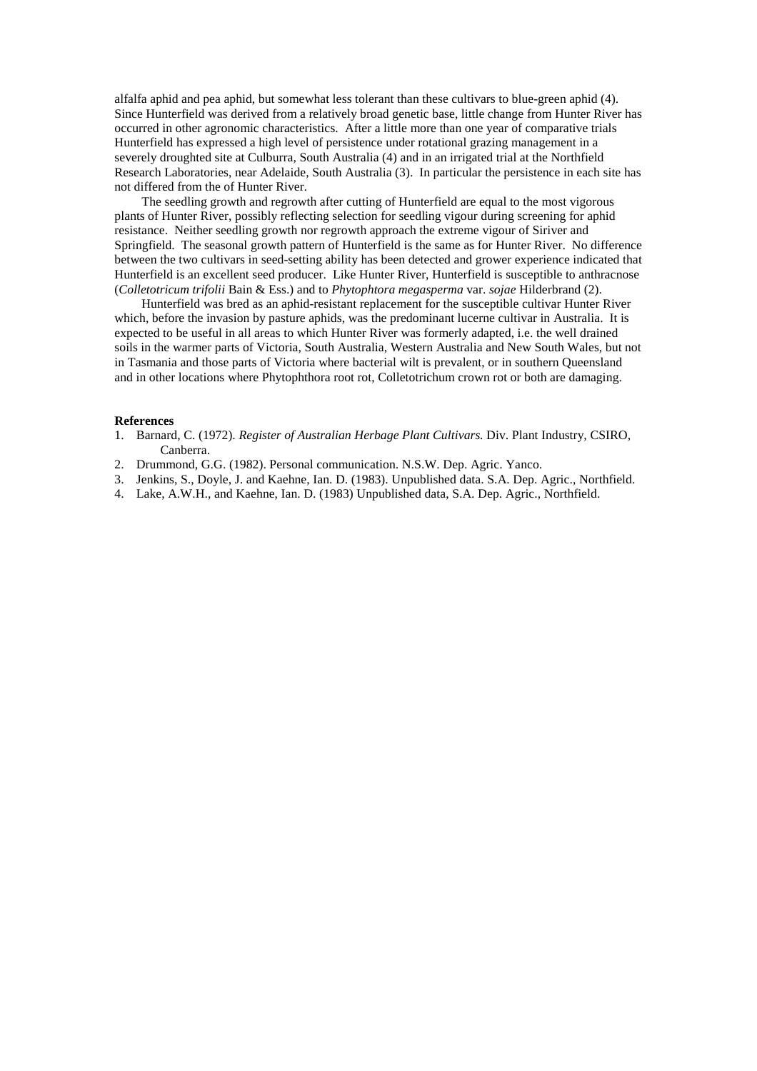alfalfa aphid and pea aphid, but somewhat less tolerant than these cultivars to blue-green aphid (4). Since Hunterfield was derived from a relatively broad genetic base, little change from Hunter River has occurred in other agronomic characteristics. After a little more than one year of comparative trials Hunterfield has expressed a high level of persistence under rotational grazing management in a severely droughted site at Culburra, South Australia (4) and in an irrigated trial at the Northfield Research Laboratories, near Adelaide, South Australia (3). In particular the persistence in each site has not differed from the of Hunter River.

The seedling growth and regrowth after cutting of Hunterfield are equal to the most vigorous plants of Hunter River, possibly reflecting selection for seedling vigour during screening for aphid resistance. Neither seedling growth nor regrowth approach the extreme vigour of Siriver and Springfield. The seasonal growth pattern of Hunterfield is the same as for Hunter River. No difference between the two cultivars in seed-setting ability has been detected and grower experience indicated that Hunterfield is an excellent seed producer. Like Hunter River, Hunterfield is susceptible to anthracnose (*Colletotricum trifolii* Bain & Ess.) and to *Phytophtora megasperma* var. *sojae* Hilderbrand (2).

Hunterfield was bred as an aphid-resistant replacement for the susceptible cultivar Hunter River which, before the invasion by pasture aphids, was the predominant lucerne cultivar in Australia. It is expected to be useful in all areas to which Hunter River was formerly adapted, i.e. the well drained soils in the warmer parts of Victoria, South Australia, Western Australia and New South Wales, but not in Tasmania and those parts of Victoria where bacterial wilt is prevalent, or in southern Queensland and in other locations where Phytophthora root rot, Colletotrichum crown rot or both are damaging.

**References**

1. Barnard, C. (1972). *Register of Australian Herbage Plant Cultivars.* Div. Plant Industry, CSIRO, Canberra.
2. Drummond, G.G. (1982). Personal communication. N.S.W. Dep. Agric. Yanco.
3. Jenkins, S., Doyle, J. and Kaehne, Ian. D. (1983). Unpublished data. S.A. Dep. Agric., Northfield.
4. Lake, A.W.H., and Kaehne, Ian. D. (1983) Unpublished data, S.A. Dep. Agric., Northfield.